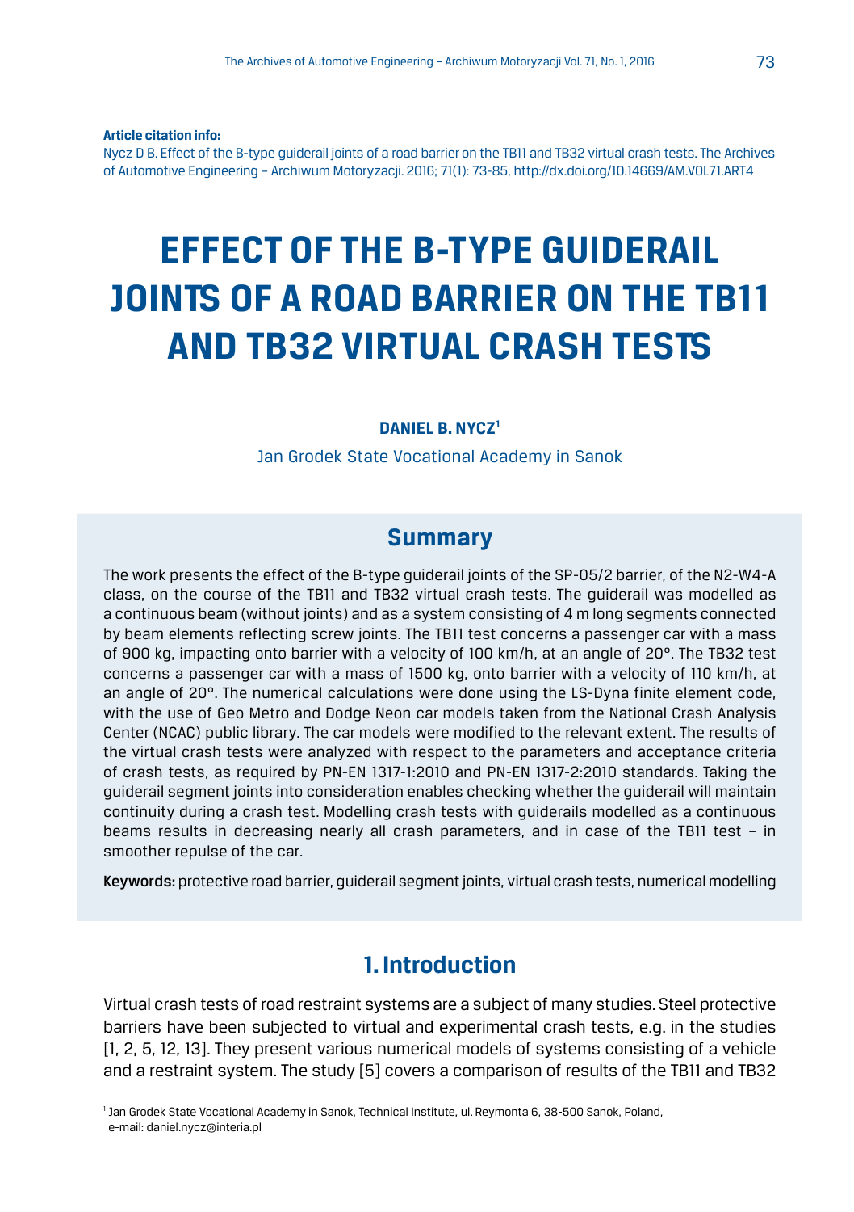**Article citation info:**

Nycz D B. Effect of the B-type guiderail joints of a road barrier on the TB11 and TB32 virtual crash tests. The Archives of Automotive Engineering – Archiwum Motoryzacji. 2016; 71(1): 73-85, http://dx.doi.org/10.14669/AM.VOL71.ART4

# EFFECT OF THE B-TYPE GUIDERAIL JOINTS OF A ROAD BARRIER ON THE TB11 AND TB32 VIRTUAL CRASH TESTS

**DANIEL B. NYCZ**[1]

Jan Grodek State Vocational Academy in Sanok

## Summary

The work presents the effect of the B-type guiderail joints of the SP-05/2 barrier, of the N2-W4-A class, on the course of the TB11 and TB32 virtual crash tests. The guiderail was modelled as a continuous beam (without joints) and as a system consisting of 4 m long segments connected by beam elements reflecting screw joints. The TB11 test concerns a passenger car with a mass of 900 kg, impacting onto barrier with a velocity of 100 km/h, at an angle of 20°. The TB32 test concerns a passenger car with a mass of 1500 kg, onto barrier with a velocity of 110 km/h, at an angle of 20°. The numerical calculations were done using the LS-Dyna finite element code, with the use of Geo Metro and Dodge Neon car models taken from the National Crash Analysis Center (NCAC) public library. The car models were modified to the relevant extent. The results of the virtual crash tests were analyzed with respect to the parameters and acceptance criteria of crash tests, as required by PN-EN 1317-1:2010 and PN-EN 1317-2:2010 standards. Taking the guiderail segment joints into consideration enables checking whether the guiderail will maintain continuity during a crash test. Modelling crash tests with guiderails modelled as a continuous beams results in decreasing nearly all crash parameters, and in case of the TB11 test – in smoother repulse of the car.

**Keywords:** protective road barrier, guiderail segment joints, virtual crash tests, numerical modelling

## 1. Introduction

Virtual crash tests of road restraint systems are a subject of many studies. Steel protective barriers have been subjected to virtual and experimental crash tests, e.g. in the studies [1, 2, 5, 12, 13]. They present various numerical models of systems consisting of a vehicle and a restraint system. The study [5] covers a comparison of results of the TB11 and TB32

---

[1] Jan Grodek State Vocational Academy in Sanok, Technical Institute, ul. Reymonta 6, 38-500 Sanok, Poland, e-mail: daniel.nycz@interia.pl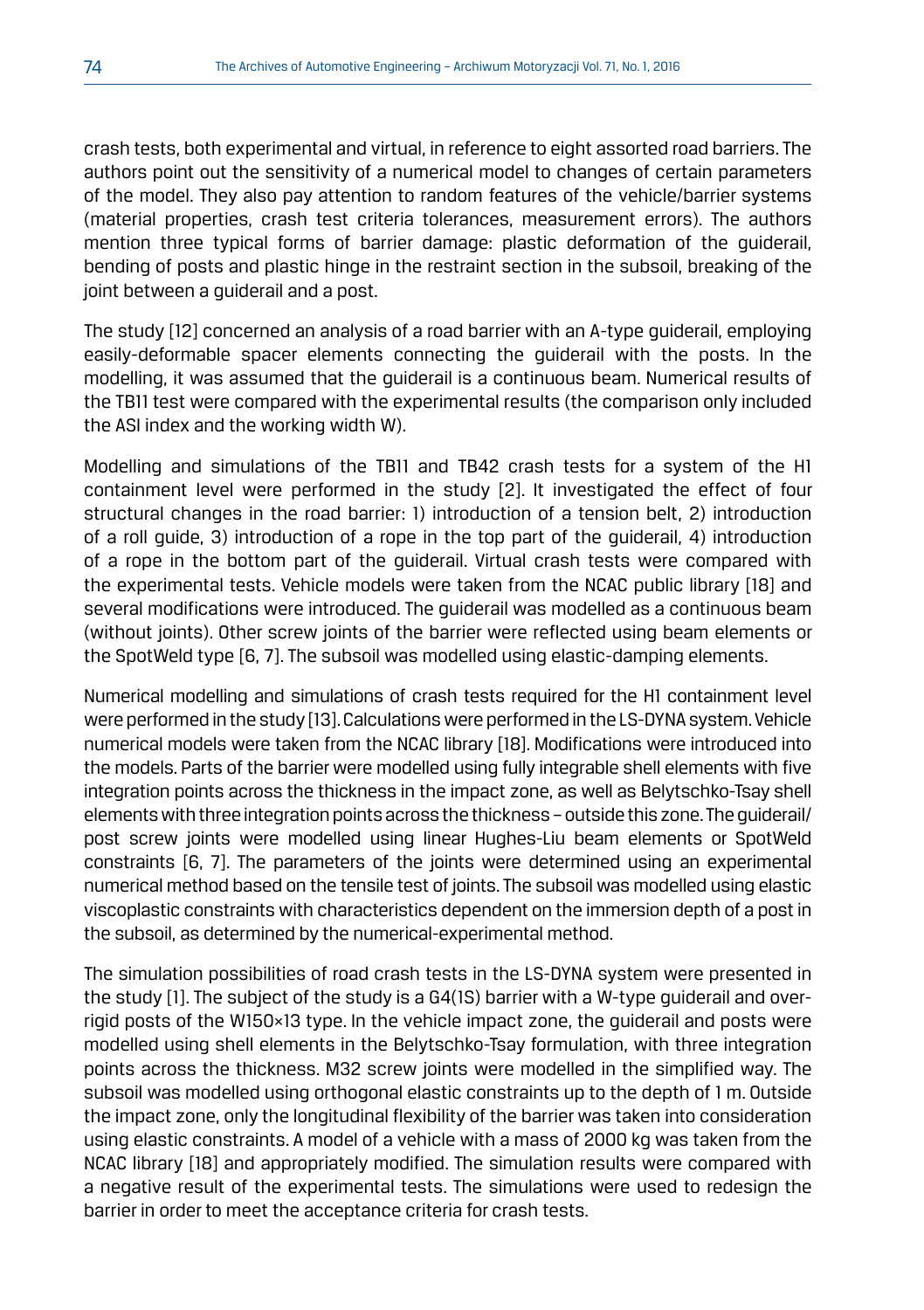crash tests, both experimental and virtual, in reference to eight assorted road barriers. The authors point out the sensitivity of a numerical model to changes of certain parameters of the model. They also pay attention to random features of the vehicle/barrier systems (material properties, crash test criteria tolerances, measurement errors). The authors mention three typical forms of barrier damage: plastic deformation of the guiderail, bending of posts and plastic hinge in the restraint section in the subsoil, breaking of the joint between a guiderail and a post.

The study [12] concerned an analysis of a road barrier with an A-type guiderail, employing easily-deformable spacer elements connecting the guiderail with the posts. In the modelling, it was assumed that the guiderail is a continuous beam. Numerical results of the TB11 test were compared with the experimental results (the comparison only included the ASI index and the working width W).

Modelling and simulations of the TB11 and TB42 crash tests for a system of the H1 containment level were performed in the study [2]. It investigated the effect of four structural changes in the road barrier: 1) introduction of a tension belt, 2) introduction of a roll guide, 3) introduction of a rope in the top part of the guiderail, 4) introduction of a rope in the bottom part of the guiderail. Virtual crash tests were compared with the experimental tests. Vehicle models were taken from the NCAC public library [18] and several modifications were introduced. The guiderail was modelled as a continuous beam (without joints). Other screw joints of the barrier were reflected using beam elements or the SpotWeld type [6, 7]. The subsoil was modelled using elastic-damping elements.

Numerical modelling and simulations of crash tests required for the H1 containment level were performed in the study [13]. Calculations were performed in the LS-DYNA system. Vehicle numerical models were taken from the NCAC library [18]. Modifications were introduced into the models. Parts of the barrier were modelled using fully integrable shell elements with five integration points across the thickness in the impact zone, as well as Belytschko-Tsay shell elements with three integration points across the thickness – outside this zone. The guiderail/post screw joints were modelled using linear Hughes-Liu beam elements or SpotWeld constraints [6, 7]. The parameters of the joints were determined using an experimental numerical method based on the tensile test of joints. The subsoil was modelled using elastic viscoplastic constraints with characteristics dependent on the immersion depth of a post in the subsoil, as determined by the numerical-experimental method.

The simulation possibilities of road crash tests in the LS-DYNA system were presented in the study [1]. The subject of the study is a G4(1S) barrier with a W-type guiderail and over-rigid posts of the W150×13 type. In the vehicle impact zone, the guiderail and posts were modelled using shell elements in the Belytschko-Tsay formulation, with three integration points across the thickness. M32 screw joints were modelled in the simplified way. The subsoil was modelled using orthogonal elastic constraints up to the depth of 1 m. Outside the impact zone, only the longitudinal flexibility of the barrier was taken into consideration using elastic constraints. A model of a vehicle with a mass of 2000 kg was taken from the NCAC library [18] and appropriately modified. The simulation results were compared with a negative result of the experimental tests. The simulations were used to redesign the barrier in order to meet the acceptance criteria for crash tests.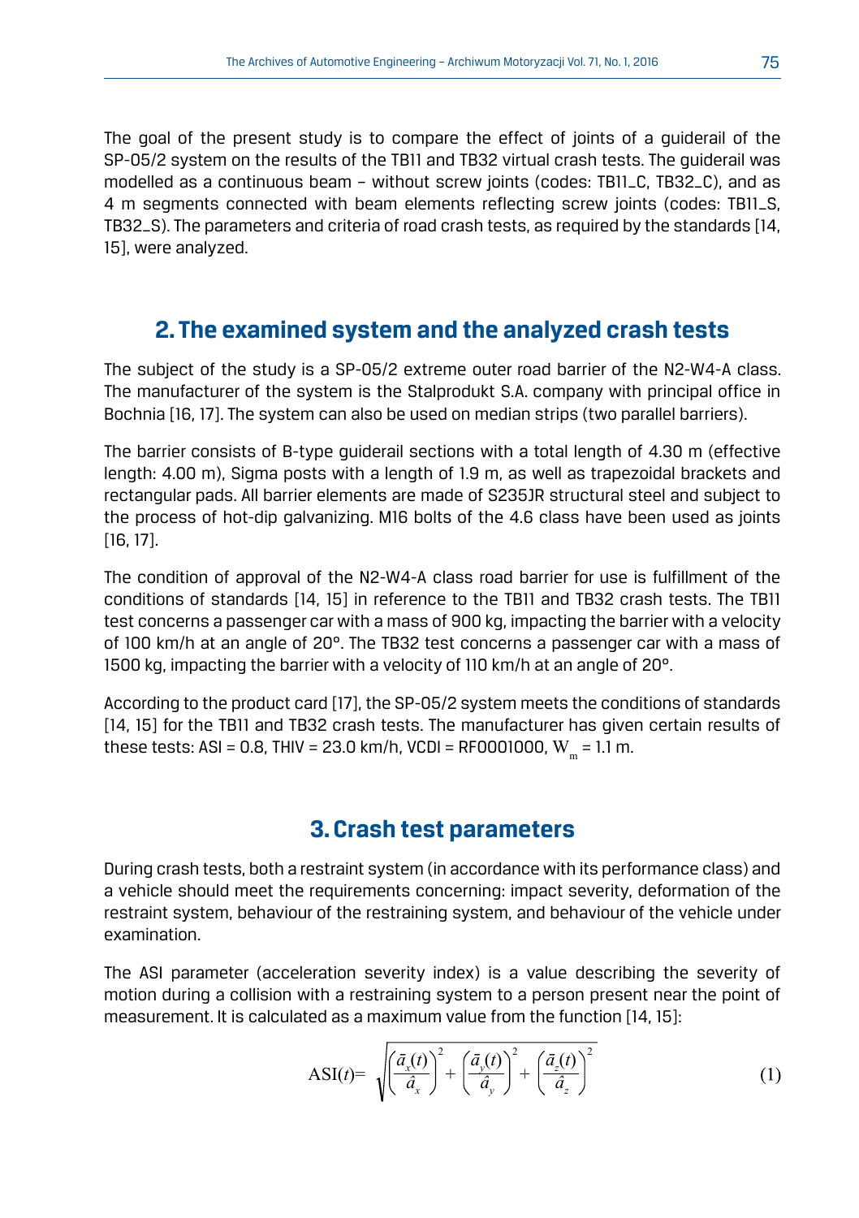The goal of the present study is to compare the effect of joints of a guiderail of the SP-05/2 system on the results of the TB11 and TB32 virtual crash tests. The guiderail was modelled as a continuous beam – without screw joints (codes: TB11_C, TB32_C), and as 4 m segments connected with beam elements reflecting screw joints (codes: TB11_S, TB32_S). The parameters and criteria of road crash tests, as required by the standards [14, 15], were analyzed.

## 2. The examined system and the analyzed crash tests

The subject of the study is a SP-05/2 extreme outer road barrier of the N2-W4-A class. The manufacturer of the system is the Stalprodukt S.A. company with principal office in Bochnia [16, 17]. The system can also be used on median strips (two parallel barriers).

The barrier consists of B-type guiderail sections with a total length of 4.30 m (effective length: 4.00 m), Sigma posts with a length of 1.9 m, as well as trapezoidal brackets and rectangular pads. All barrier elements are made of S235JR structural steel and subject to the process of hot-dip galvanizing. M16 bolts of the 4.6 class have been used as joints [16, 17].

The condition of approval of the N2-W4-A class road barrier for use is fulfillment of the conditions of standards [14, 15] in reference to the TB11 and TB32 crash tests. The TB11 test concerns a passenger car with a mass of 900 kg, impacting the barrier with a velocity of 100 km/h at an angle of 20°. The TB32 test concerns a passenger car with a mass of 1500 kg, impacting the barrier with a velocity of 110 km/h at an angle of 20°.

According to the product card [17], the SP-05/2 system meets the conditions of standards [14, 15] for the TB11 and TB32 crash tests. The manufacturer has given certain results of these tests: ASI = 0.8, THIV = 23.0 km/h, VCDI = RF0001000, $W_m$ = 1.1 m.

## 3. Crash test parameters

During crash tests, both a restraint system (in accordance with its performance class) and a vehicle should meet the requirements concerning: impact severity, deformation of the restraint system, behaviour of the restraining system, and behaviour of the vehicle under examination.

The ASI parameter (acceleration severity index) is a value describing the severity of motion during a collision with a restraining system to a person present near the point of measurement. It is calculated as a maximum value from the function [14, 15]:

$$\mathrm{ASI}(t) = \sqrt{\left(\frac{\bar{a}_x(t)}{\hat{a}_x}\right)^2 + \left(\frac{\bar{a}_y(t)}{\hat{a}_y}\right)^2 + \left(\frac{\bar{a}_z(t)}{\hat{a}_z}\right)^2} \tag{1}$$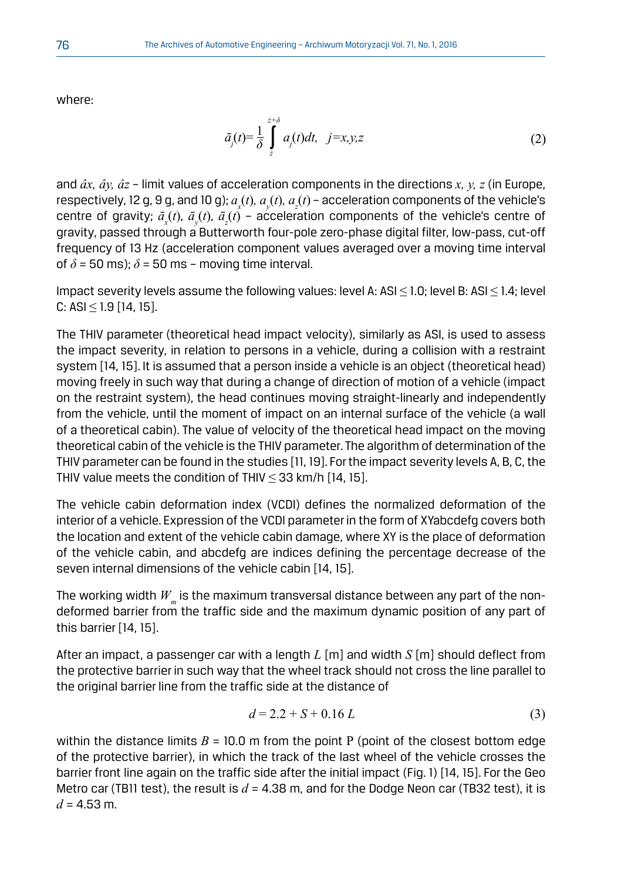where:

$$\bar{a}_j(t) = \frac{1}{\delta} \int_{\dot{z}}^{\dot{z}+\delta} a_j(t)dt, \quad j=x,y,z \tag{2}$$

and $\hat{a}x$, $\hat{a}y$, $\hat{a}z$ – limit values of acceleration components in the directions $x$, $y$, $z$ (in Europe, respectively, 12 g, 9 g, and 10 g); $a_x(t)$, $a_y(t)$, $a_z(t)$ – acceleration components of the vehicle's centre of gravity; $\bar{a}_x(t)$, $\bar{a}_y(t)$, $\bar{a}_z(t)$ – acceleration components of the vehicle's centre of gravity, passed through a Butterworth four-pole zero-phase digital filter, low-pass, cut-off frequency of 13 Hz (acceleration component values averaged over a moving time interval of $\delta$ = 50 ms); $\delta$ = 50 ms – moving time interval.

Impact severity levels assume the following values: level A: ASI $\leq$ 1.0; level B: ASI $\leq$ 1.4; level C: ASI $\leq$ 1.9 [14, 15].

The THIV parameter (theoretical head impact velocity), similarly as ASI, is used to assess the impact severity, in relation to persons in a vehicle, during a collision with a restraint system [14, 15]. It is assumed that a person inside a vehicle is an object (theoretical head) moving freely in such way that during a change of direction of motion of a vehicle (impact on the restraint system), the head continues moving straight-linearly and independently from the vehicle, until the moment of impact on an internal surface of the vehicle (a wall of a theoretical cabin). The value of velocity of the theoretical head impact on the moving theoretical cabin of the vehicle is the THIV parameter. The algorithm of determination of the THIV parameter can be found in the studies [11, 19]. For the impact severity levels A, B, C, the THIV value meets the condition of THIV $\leq$ 33 km/h [14, 15].

The vehicle cabin deformation index (VCDI) defines the normalized deformation of the interior of a vehicle. Expression of the VCDI parameter in the form of XYabcdefg covers both the location and extent of the vehicle cabin damage, where XY is the place of deformation of the vehicle cabin, and abcdefg are indices defining the percentage decrease of the seven internal dimensions of the vehicle cabin [14, 15].

The working width $W_m$ is the maximum transversal distance between any part of the non-deformed barrier from the traffic side and the maximum dynamic position of any part of this barrier [14, 15].

After an impact, a passenger car with a length $L$ [m] and width $S$ [m] should deflect from the protective barrier in such way that the wheel track should not cross the line parallel to the original barrier line from the traffic side at the distance of

$$d = 2.2 + S + 0.16\,L \tag{3}$$

within the distance limits $B$ = 10.0 m from the point P (point of the closest bottom edge of the protective barrier), in which the track of the last wheel of the vehicle crosses the barrier front line again on the traffic side after the initial impact (Fig. 1) [14, 15]. For the Geo Metro car (TB11 test), the result is $d$ = 4.38 m, and for the Dodge Neon car (TB32 test), it is $d$ = 4.53 m.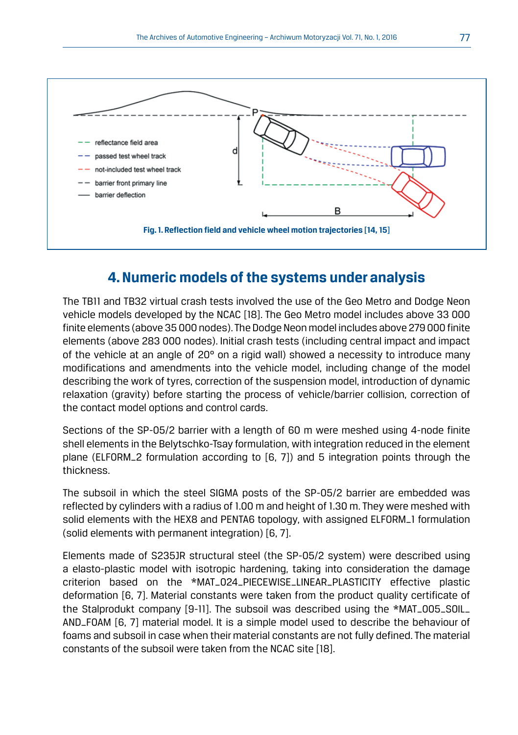Fig. 1. Reflection field and vehicle wheel motion trajectories [14, 15]

## 4. Numeric models of the systems under analysis

The TB11 and TB32 virtual crash tests involved the use of the Geo Metro and Dodge Neon vehicle models developed by the NCAC [18]. The Geo Metro model includes above 33 000 finite elements (above 35 000 nodes). The Dodge Neon model includes above 279 000 finite elements (above 283 000 nodes). Initial crash tests (including central impact and impact of the vehicle at an angle of 20° on a rigid wall) showed a necessity to introduce many modifications and amendments into the vehicle model, including change of the model describing the work of tyres, correction of the suspension model, introduction of dynamic relaxation (gravity) before starting the process of vehicle/barrier collision, correction of the contact model options and control cards.

Sections of the SP-05/2 barrier with a length of 60 m were meshed using 4-node finite shell elements in the Belytschko-Tsay formulation, with integration reduced in the element plane (ELFORM_2 formulation according to [6, 7]) and 5 integration points through the thickness.

The subsoil in which the steel SIGMA posts of the SP-05/2 barrier are embedded was reflected by cylinders with a radius of 1.00 m and height of 1.30 m. They were meshed with solid elements with the HEX8 and PENTA6 topology, with assigned ELFORM_1 formulation (solid elements with permanent integration) [6, 7].

Elements made of S235JR structural steel (the SP-05/2 system) were described using a elasto-plastic model with isotropic hardening, taking into consideration the damage criterion based on the *MAT_024_PIECEWISE_LINEAR_PLASTICITY effective plastic deformation [6, 7]. Material constants were taken from the product quality certificate of the Stalprodukt company [9-11]. The subsoil was described using the *MAT_005_SOIL_AND_FOAM [6, 7] material model. It is a simple model used to describe the behaviour of foams and subsoil in case when their material constants are not fully defined. The material constants of the subsoil were taken from the NCAC site [18].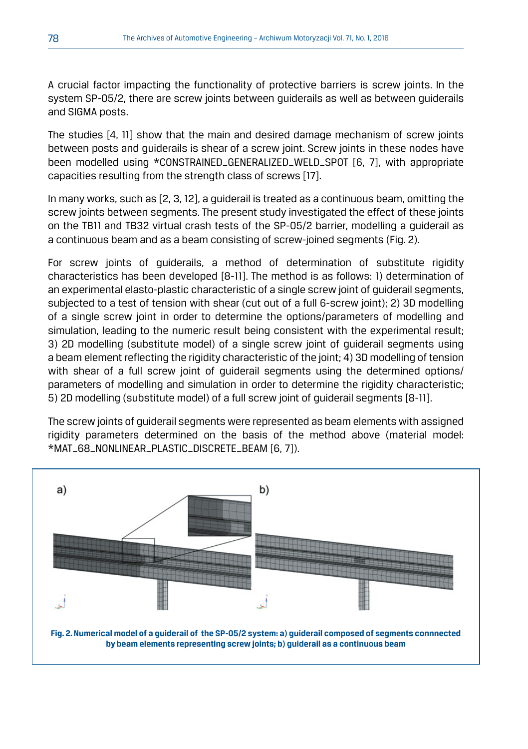A crucial factor impacting the functionality of protective barriers is screw joints. In the system SP-05/2, there are screw joints between guiderails as well as between guiderails and SIGMA posts.

The studies [4, 11] show that the main and desired damage mechanism of screw joints between posts and guiderails is shear of a screw joint. Screw joints in these nodes have been modelled using *CONSTRAINED_GENERALIZED_WELD_SPOT [6, 7], with appropriate capacities resulting from the strength class of screws [17].

In many works, such as [2, 3, 12], a guiderail is treated as a continuous beam, omitting the screw joints between segments. The present study investigated the effect of these joints on the TB11 and TB32 virtual crash tests of the SP-05/2 barrier, modelling a guiderail as a continuous beam and as a beam consisting of screw-joined segments (Fig. 2).

For screw joints of guiderails, a method of determination of substitute rigidity characteristics has been developed [8-11]. The method is as follows: 1) determination of an experimental elasto-plastic characteristic of a single screw joint of guiderail segments, subjected to a test of tension with shear (cut out of a full 6-screw joint); 2) 3D modelling of a single screw joint in order to determine the options/parameters of modelling and simulation, leading to the numeric result being consistent with the experimental result; 3) 2D modelling (substitute model) of a single screw joint of guiderail segments using a beam element reflecting the rigidity characteristic of the joint; 4) 3D modelling of tension with shear of a full screw joint of guiderail segments using the determined options/parameters of modelling and simulation in order to determine the rigidity characteristic; 5) 2D modelling (substitute model) of a full screw joint of guiderail segments [8-11].

The screw joints of guiderail segments were represented as beam elements with assigned rigidity parameters determined on the basis of the method above (material model: *MAT_68_NONLINEAR_PLASTIC_DISCRETE_BEAM [6, 7]).

**Fig. 2. Numerical model of a guiderail of the SP-05/2 system: a) guiderail composed of segments connnected by beam elements representing screw joints; b) guiderail as a continuous beam**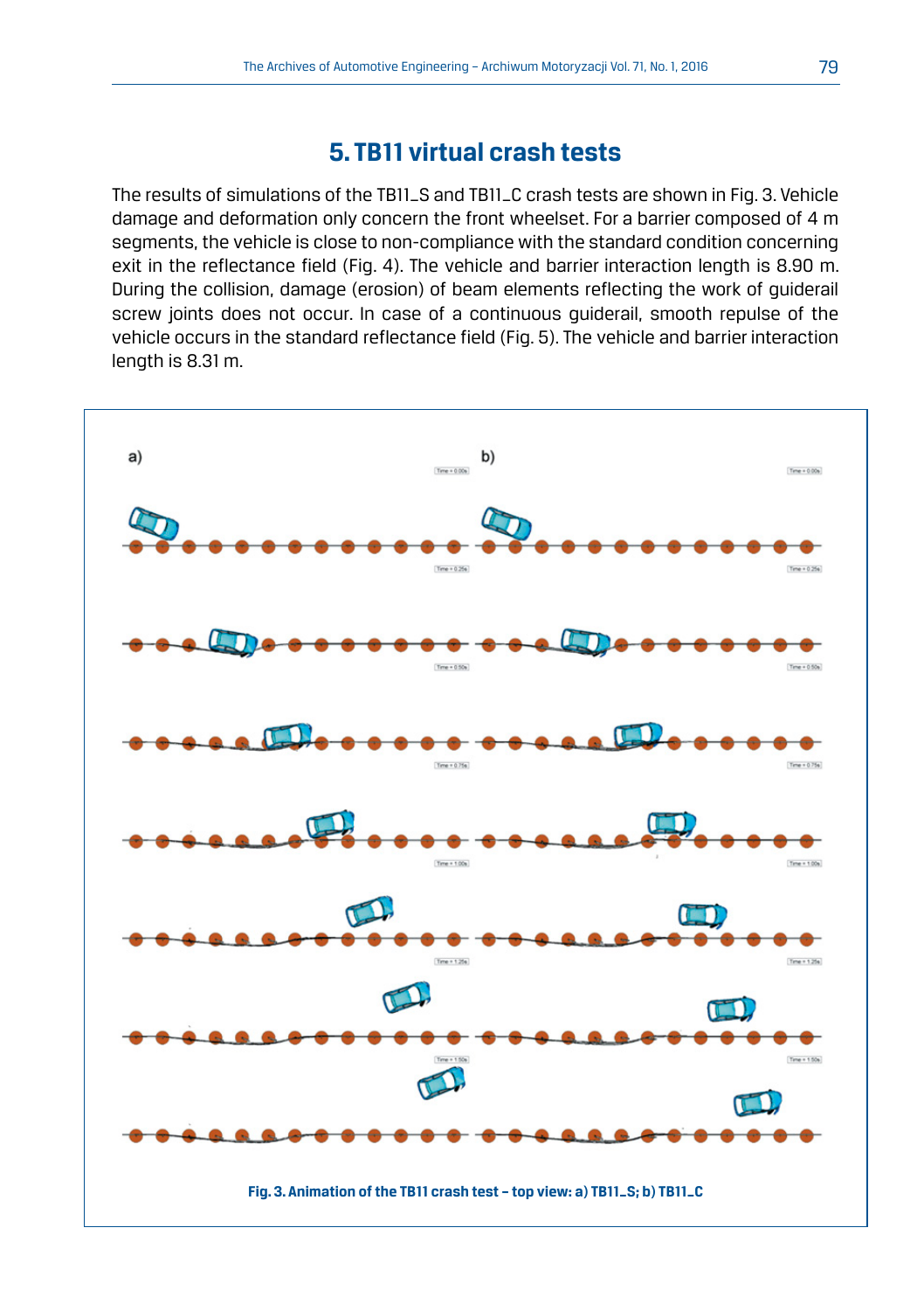## 5. TB11 virtual crash tests

The results of simulations of the TB11_S and TB11_C crash tests are shown in Fig. 3. Vehicle damage and deformation only concern the front wheelset. For a barrier composed of 4 m segments, the vehicle is close to non-compliance with the standard condition concerning exit in the reflectance field (Fig. 4). The vehicle and barrier interaction length is 8.90 m. During the collision, damage (erosion) of beam elements reflecting the work of guiderail screw joints does not occur. In case of a continuous guiderail, smooth repulse of the vehicle occurs in the standard reflectance field (Fig. 5). The vehicle and barrier interaction length is 8.31 m.

**Fig. 3. Animation of the TB11 crash test – top view: a) TB11_S; b) TB11_C**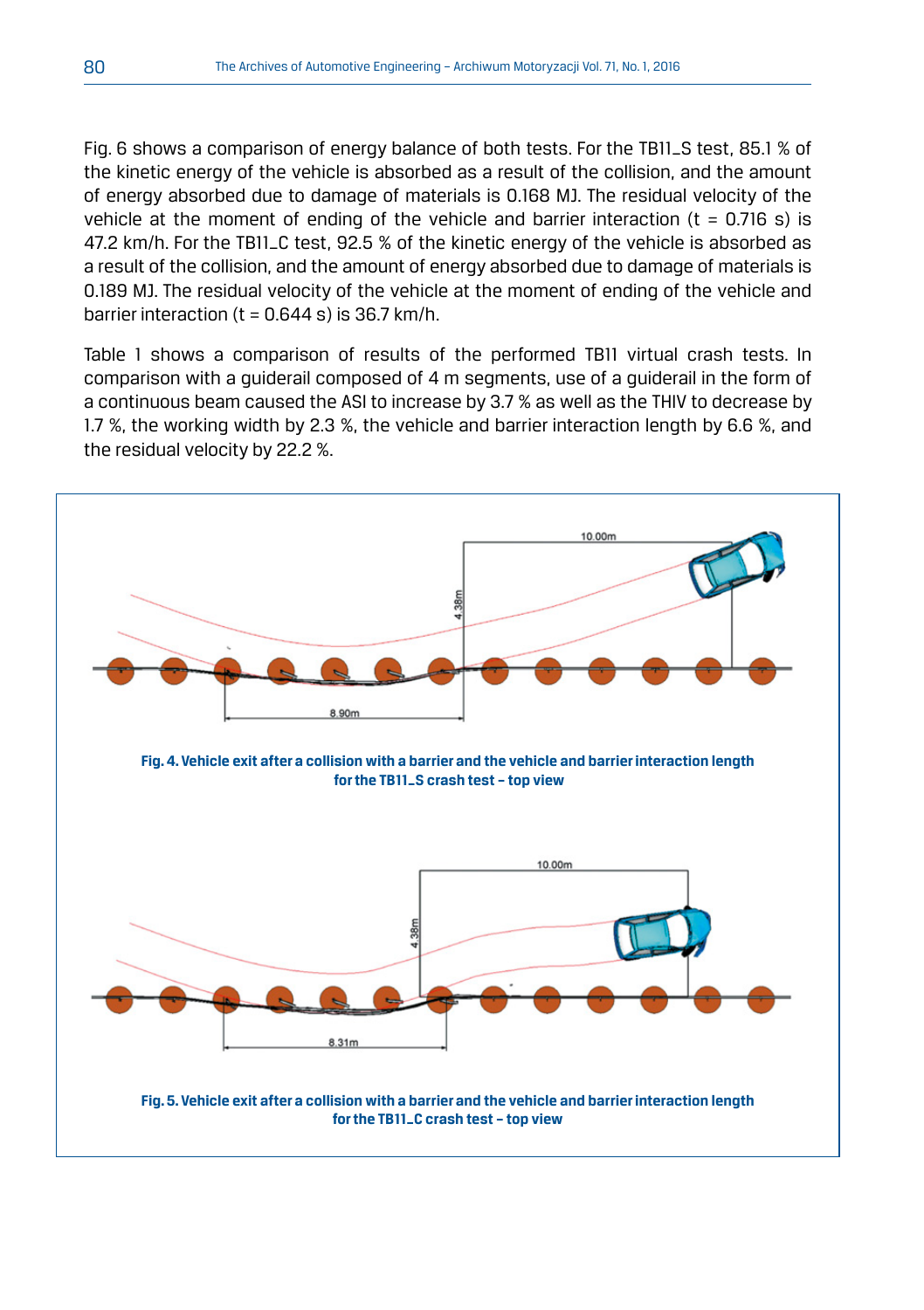Fig. 6 shows a comparison of energy balance of both tests. For the TB11_S test, 85.1 % of the kinetic energy of the vehicle is absorbed as a result of the collision, and the amount of energy absorbed due to damage of materials is 0.168 MJ. The residual velocity of the vehicle at the moment of ending of the vehicle and barrier interaction (t = 0.716 s) is 47.2 km/h. For the TB11_C test, 92.5 % of the kinetic energy of the vehicle is absorbed as a result of the collision, and the amount of energy absorbed due to damage of materials is 0.189 MJ. The residual velocity of the vehicle at the moment of ending of the vehicle and barrier interaction (t = 0.644 s) is 36.7 km/h.

Table 1 shows a comparison of results of the performed TB11 virtual crash tests. In comparison with a guiderail composed of 4 m segments, use of a guiderail in the form of a continuous beam caused the ASI to increase by 3.7 % as well as the THIV to decrease by 1.7 %, the working width by 2.3 %, the vehicle and barrier interaction length by 6.6 %, and the residual velocity by 22.2 %.

**Fig. 4. Vehicle exit after a collision with a barrier and the vehicle and barrier interaction length for the TB11_S crash test – top view**

**Fig. 5. Vehicle exit after a collision with a barrier and the vehicle and barrier interaction length for the TB11_C crash test – top view**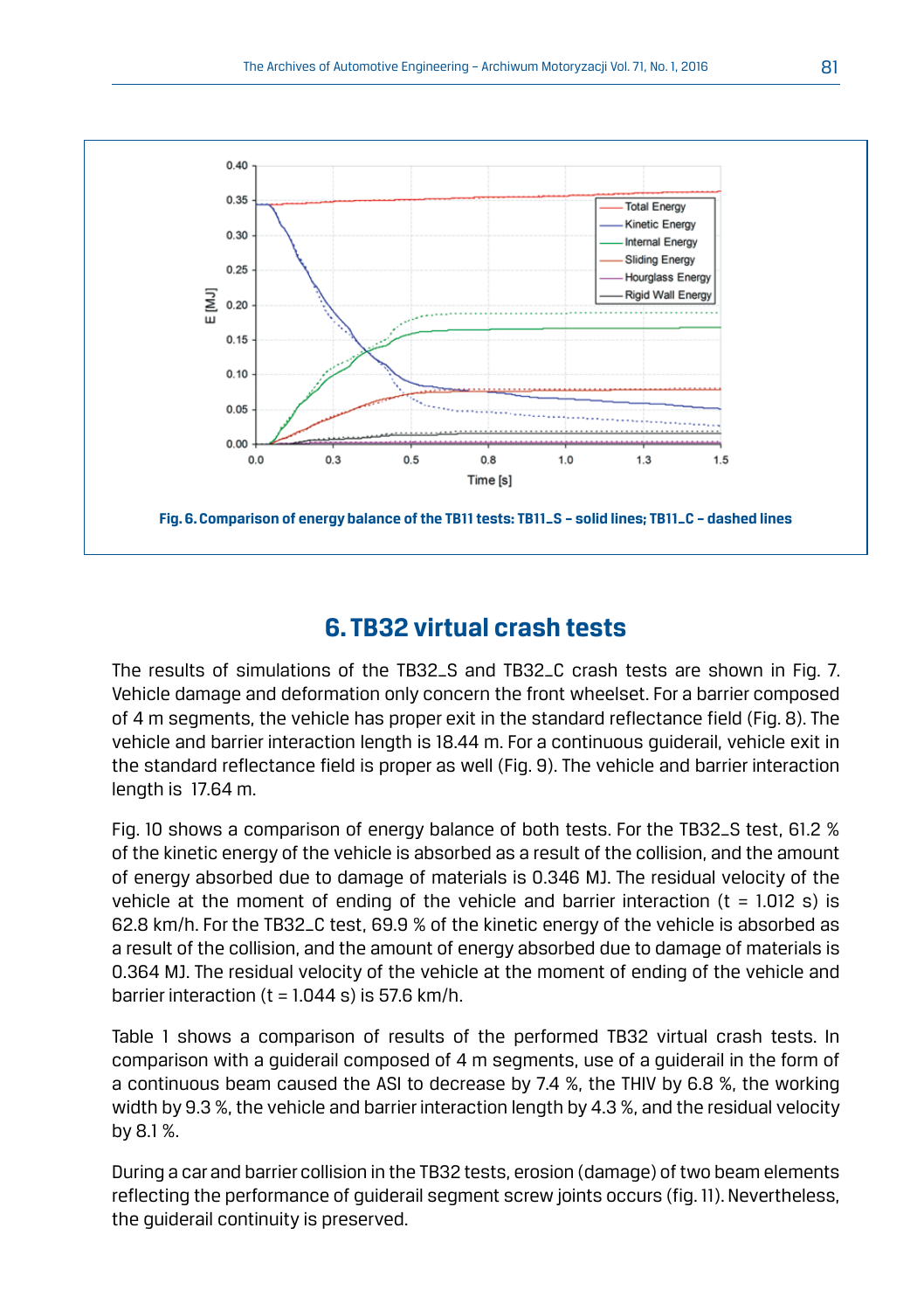Fig. 6. Comparison of energy balance of the TB11 tests: TB11_S – solid lines; TB11_C – dashed lines

## 6. TB32 virtual crash tests

The results of simulations of the TB32_S and TB32_C crash tests are shown in Fig. 7. Vehicle damage and deformation only concern the front wheelset. For a barrier composed of 4 m segments, the vehicle has proper exit in the standard reflectance field (Fig. 8). The vehicle and barrier interaction length is 18.44 m. For a continuous guiderail, vehicle exit in the standard reflectance field is proper as well (Fig. 9). The vehicle and barrier interaction length is 17.64 m.

Fig. 10 shows a comparison of energy balance of both tests. For the TB32_S test, 61.2 % of the kinetic energy of the vehicle is absorbed as a result of the collision, and the amount of energy absorbed due to damage of materials is 0.346 MJ. The residual velocity of the vehicle at the moment of ending of the vehicle and barrier interaction (t = 1.012 s) is 62.8 km/h. For the TB32_C test, 69.9 % of the kinetic energy of the vehicle is absorbed as a result of the collision, and the amount of energy absorbed due to damage of materials is 0.364 MJ. The residual velocity of the vehicle at the moment of ending of the vehicle and barrier interaction (t = 1.044 s) is 57.6 km/h.

Table 1 shows a comparison of results of the performed TB32 virtual crash tests. In comparison with a guiderail composed of 4 m segments, use of a guiderail in the form of a continuous beam caused the ASI to decrease by 7.4 %, the THIV by 6.8 %, the working width by 9.3 %, the vehicle and barrier interaction length by 4.3 %, and the residual velocity by 8.1 %.

During a car and barrier collision in the TB32 tests, erosion (damage) of two beam elements reflecting the performance of guiderail segment screw joints occurs (fig. 11). Nevertheless, the guiderail continuity is preserved.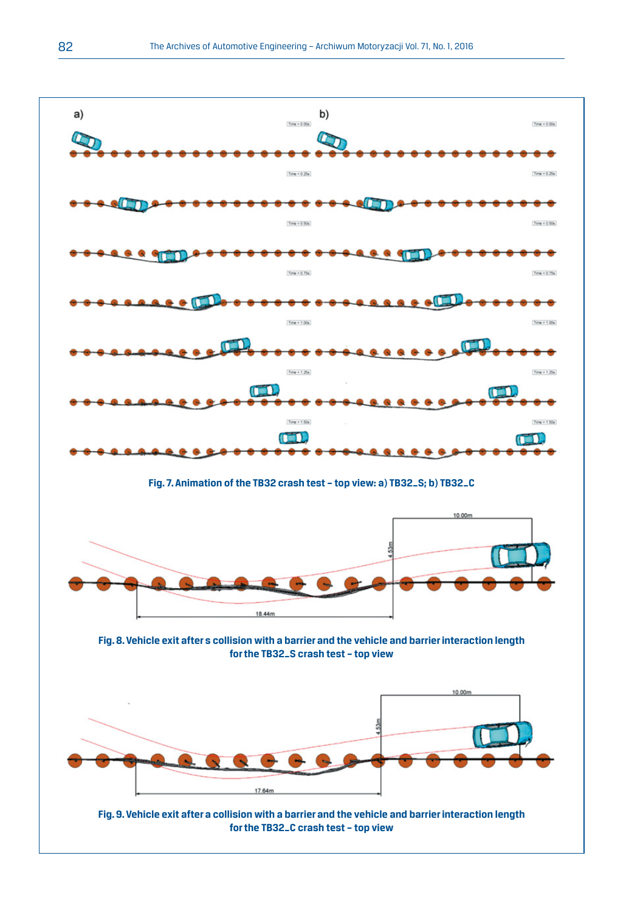Fig. 7. Animation of the TB32 crash test – top view: a) TB32_S; b) TB32_C

Fig. 8. Vehicle exit after s collision with a barrier and the vehicle and barrier interaction length for the TB32_S crash test – top view

Fig. 9. Vehicle exit after a collision with a barrier and the vehicle and barrier interaction length for the TB32_C crash test – top view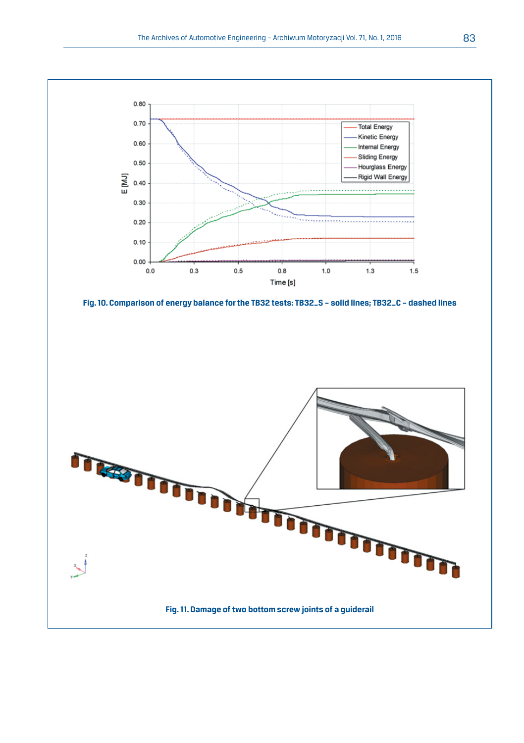Fig. 10. Comparison of energy balance for the TB32 tests: TB32_S – solid lines; TB32_C – dashed lines

Fig. 11. Damage of two bottom screw joints of a guiderail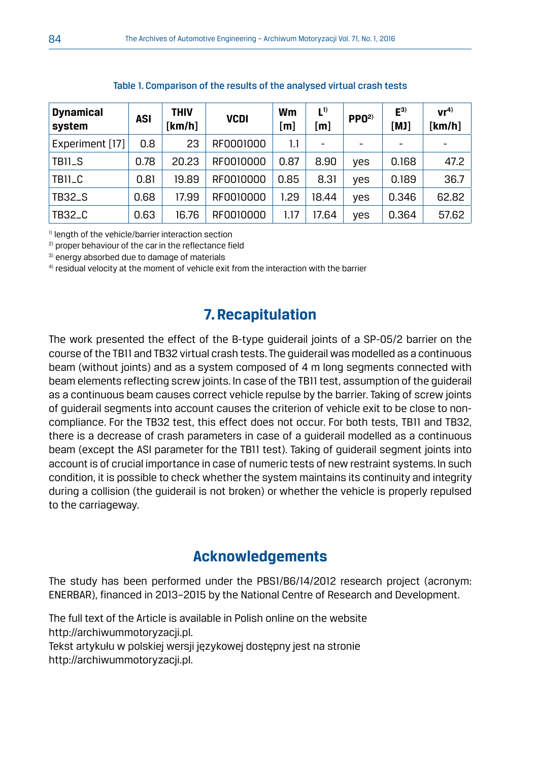Table 1. Comparison of the results of the analysed virtual crash tests

| Dynamical system | ASI | THIV [km/h] | VCDI | Wm [m] | L[1] [m] | PPO[2] | E[3] [MJ] | vr[4] [km/h] |
|---|---|---|---|---|---|---|---|---|
| Experiment [17] | 0.8 | 23 | RF0001000 | 1.1 | - | - | - | - |
| TB11_S | 0.78 | 20.23 | RF0010000 | 0.87 | 8.90 | yes | 0.168 | 47.2 |
| TB11_C | 0.81 | 19.89 | RF0010000 | 0.85 | 8.31 | yes | 0.189 | 36.7 |
| TB32_S | 0.68 | 17.99 | RF0010000 | 1.29 | 18.44 | yes | 0.346 | 62.82 |
| TB32_C | 0.63 | 16.76 | RF0010000 | 1.17 | 17.64 | yes | 0.364 | 57.62 |

[1] length of the vehicle/barrier interaction section
[2] proper behaviour of the car in the reflectance field
[3] energy absorbed due to damage of materials
[4] residual velocity at the moment of vehicle exit from the interaction with the barrier

## 7. Recapitulation

The work presented the effect of the B-type guiderail joints of a SP-05/2 barrier on the course of the TB11 and TB32 virtual crash tests. The guiderail was modelled as a continuous beam (without joints) and as a system composed of 4 m long segments connected with beam elements reflecting screw joints. In case of the TB11 test, assumption of the guiderail as a continuous beam causes correct vehicle repulse by the barrier. Taking of screw joints of guiderail segments into account causes the criterion of vehicle exit to be close to non-compliance. For the TB32 test, this effect does not occur. For both tests, TB11 and TB32, there is a decrease of crash parameters in case of a guiderail modelled as a continuous beam (except the ASI parameter for the TB11 test). Taking of guiderail segment joints into account is of crucial importance in case of numeric tests of new restraint systems. In such condition, it is possible to check whether the system maintains its continuity and integrity during a collision (the guiderail is not broken) or whether the vehicle is properly repulsed to the carriageway.

## Acknowledgements

The study has been performed under the PBS1/B6/14/2012 research project (acronym: ENERBAR), financed in 2013–2015 by the National Centre of Research and Development.

The full text of the Article is available in Polish online on the website http://archiwummotoryzacji.pl.
Tekst artykułu w polskiej wersji językowej dostępny jest na stronie http://archiwummotoryzacji.pl.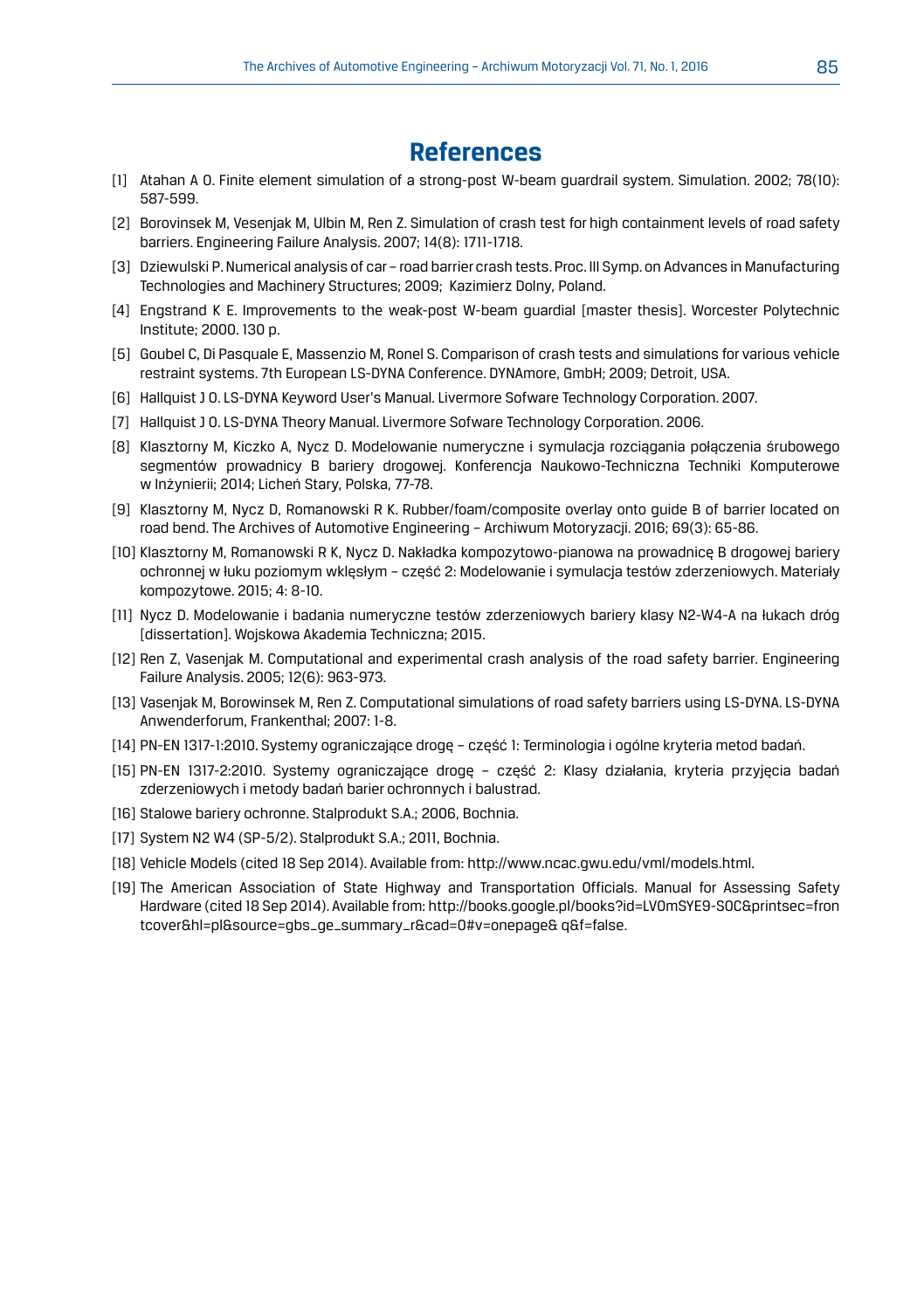# References

[1] Atahan A O. Finite element simulation of a strong-post W-beam guardrail system. Simulation. 2002; 78(10): 587-599.

[2] Borovinsek M, Vesenjak M, Ulbin M, Ren Z. Simulation of crash test for high containment levels of road safety barriers. Engineering Failure Analysis. 2007; 14(8): 1711-1718.

[3] Dziewulski P. Numerical analysis of car – road barrier crash tests. Proc. III Symp. on Advances in Manufacturing Technologies and Machinery Structures; 2009; Kazimierz Dolny, Poland.

[4] Engstrand K E. Improvements to the weak-post W-beam guardial [master thesis]. Worcester Polytechnic Institute; 2000. 130 p.

[5] Goubel C, Di Pasquale E, Massenzio M, Ronel S. Comparison of crash tests and simulations for various vehicle restraint systems. 7th European LS-DYNA Conference. DYNAmore, GmbH; 2009; Detroit, USA.

[6] Hallquist J O. LS-DYNA Keyword User's Manual. Livermore Sofware Technology Corporation. 2007.

[7] Hallquist J O. LS-DYNA Theory Manual. Livermore Sofware Technology Corporation. 2006.

[8] Klasztorny M, Kiczko A, Nycz D. Modelowanie numeryczne i symulacja rozciągania połączenia śrubowego segmentów prowadnicy B bariery drogowej. Konferencja Naukowo-Techniczna Techniki Komputerowe w Inżynierii; 2014; Licheń Stary, Polska, 77-78.

[9] Klasztorny M, Nycz D, Romanowski R K. Rubber/foam/composite overlay onto guide B of barrier located on road bend. The Archives of Automotive Engineering – Archiwum Motoryzacji. 2016; 69(3): 65-86.

[10] Klasztorny M, Romanowski R K, Nycz D. Nakładka kompozytowo-pianowa na prowadnicę B drogowej bariery ochronnej w łuku poziomym wklęsłym – część 2: Modelowanie i symulacja testów zderzeniowych. Materiały kompozytowe. 2015; 4: 8-10.

[11] Nycz D. Modelowanie i badania numeryczne testów zderzeniowych bariery klasy N2-W4-A na łukach dróg [dissertation]. Wojskowa Akademia Techniczna; 2015.

[12] Ren Z, Vasenjak M. Computational and experimental crash analysis of the road safety barrier. Engineering Failure Analysis. 2005; 12(6): 963-973.

[13] Vasenjak M, Borowinsek M, Ren Z. Computational simulations of road safety barriers using LS-DYNA. LS-DYNA Anwenderforum, Frankenthal; 2007: 1-8.

[14] PN-EN 1317-1:2010. Systemy ograniczające drogę – część 1: Terminologia i ogólne kryteria metod badań.

[15] PN-EN 1317-2:2010. Systemy ograniczające drogę – część 2: Klasy działania, kryteria przyjęcia badań zderzeniowych i metody badań barier ochronnych i balustrad.

[16] Stalowe bariery ochronne. Stalprodukt S.A.; 2006, Bochnia.

[17] System N2 W4 (SP-5/2). Stalprodukt S.A.; 2011, Bochnia.

[18] Vehicle Models (cited 18 Sep 2014). Available from: http://www.ncac.gwu.edu/vml/models.html.

[19] The American Association of State Highway and Transportation Officials. Manual for Assessing Safety Hardware (cited 18 Sep 2014). Available from: http://books.google.pl/books?id=LVOmSYE9-SOC&printsec=frontcover&hl=pl&source=gbs_ge_summary_r&cad=0#v=onepage& q&f=false.